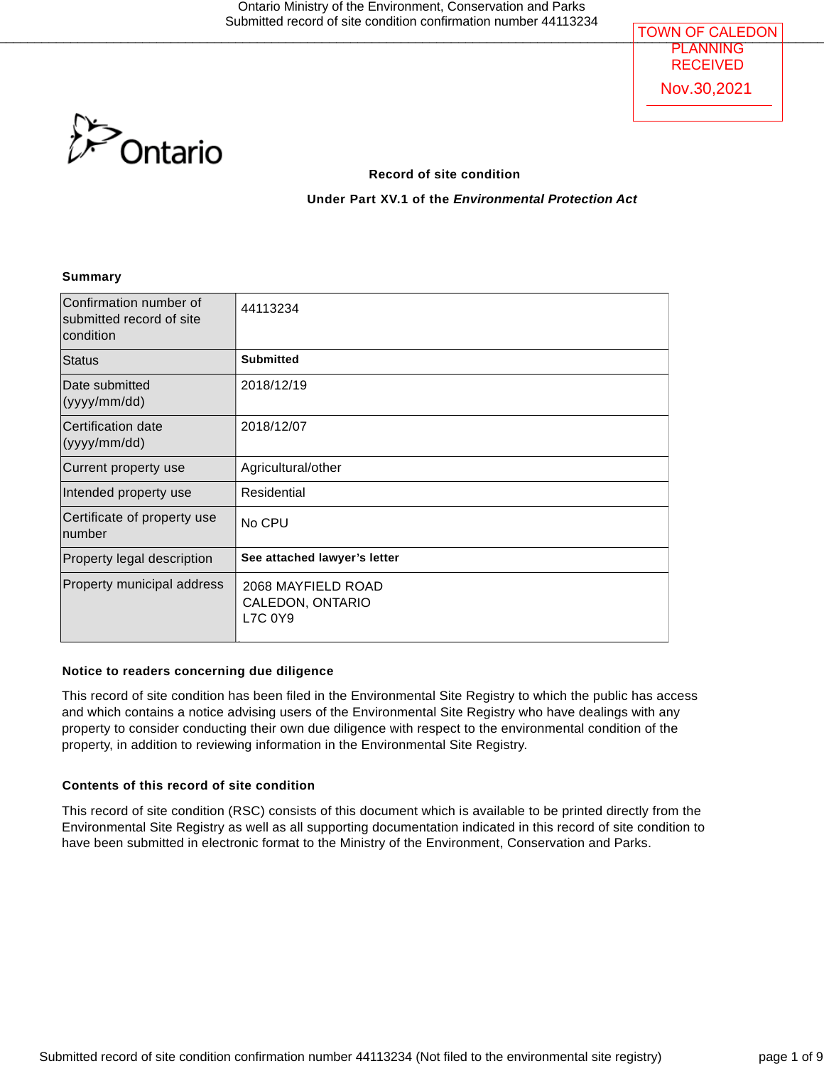TOWN OF CALEDON
PLANNING
RECEIVED
Nov.30,2021

Ontario

# Record of site condition

## Under Part XV.1 of the *Environmental Protection Act*

### Summary

| | |
|---|---|
| Confirmation number of submitted record of site condition | 44113234 |
| Status | **Submitted** |
| Date submitted (yyyy/mm/dd) | 2018/12/19 |
| Certification date (yyyy/mm/dd) | 2018/12/07 |
| Current property use | Agricultural/other |
| Intended property use | Residential |
| Certificate of property use number | No CPU |
| Property legal description | **See attached lawyer's letter** |
| Property municipal address | 2068 MAYFIELD ROAD<br>CALEDON, ONTARIO<br>L7C 0Y9 |

### Notice to readers concerning due diligence

This record of site condition has been filed in the Environmental Site Registry to which the public has access and which contains a notice advising users of the Environmental Site Registry who have dealings with any property to consider conducting their own due diligence with respect to the environmental condition of the property, in addition to reviewing information in the Environmental Site Registry.

### Contents of this record of site condition

This record of site condition (RSC) consists of this document which is available to be printed directly from the Environmental Site Registry as well as all supporting documentation indicated in this record of site condition to have been submitted in electronic format to the Ministry of the Environment, Conservation and Parks.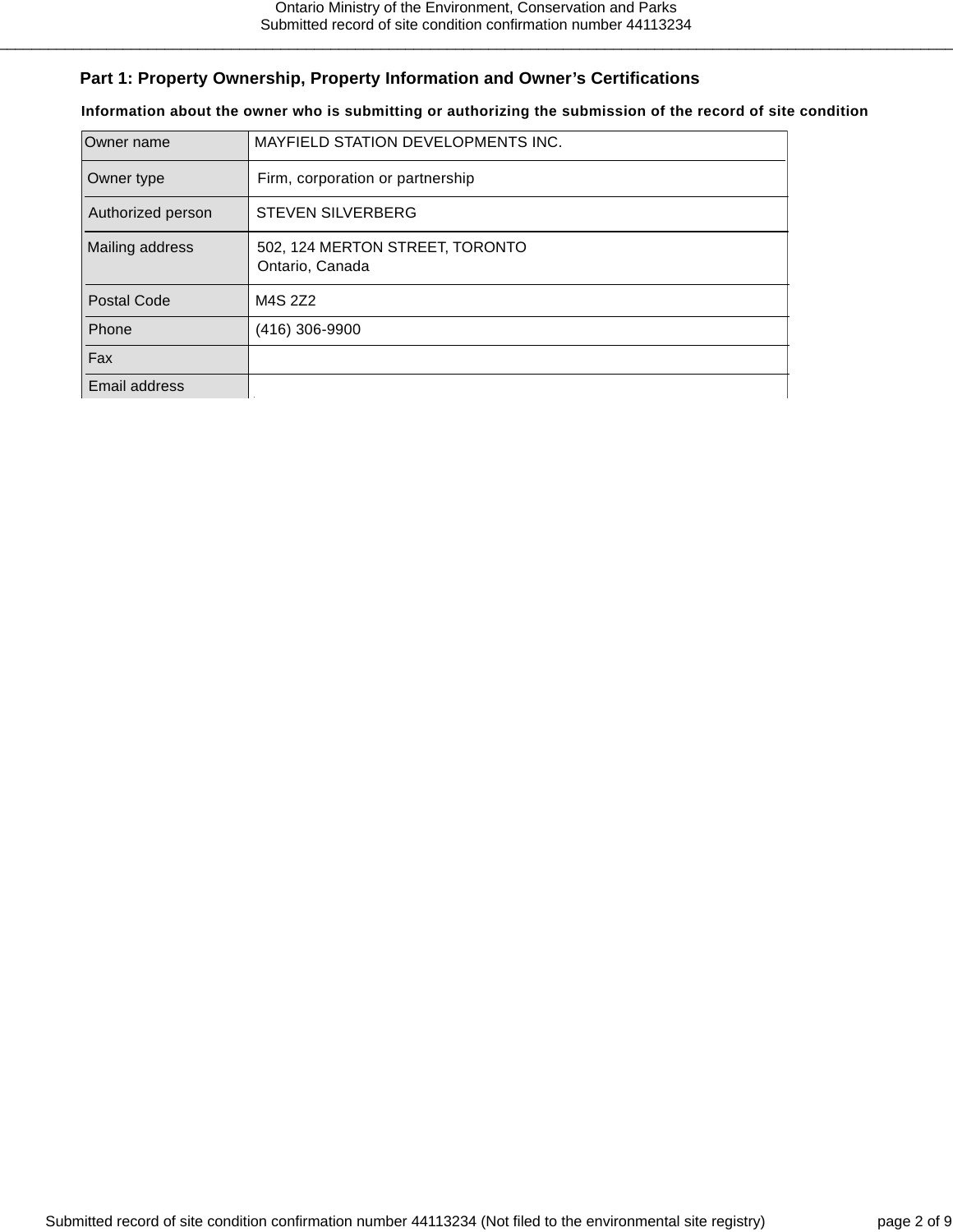## Part 1: Property Ownership, Property Information and Owner's Certifications

**Information about the owner who is submitting or authorizing the submission of the record of site condition**

| Owner name | MAYFIELD STATION DEVELOPMENTS INC. |
|---|---|
| Owner type | Firm, corporation or partnership |
| Authorized person | STEVEN SILVERBERG |
| Mailing address | 502, 124 MERTON STREET, TORONTO<br>Ontario, Canada |
| Postal Code | M4S 2Z2 |
| Phone | (416) 306-9900 |
| Fax | |
| Email address | |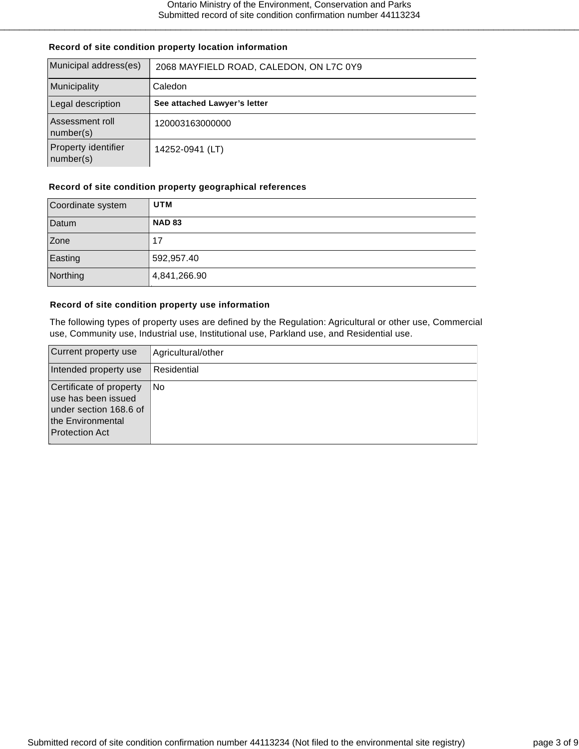### Record of site condition property location information

| Municipal address(es) | 2068 MAYFIELD ROAD, CALEDON, ON L7C 0Y9 |
|---|---|
| Municipality | Caledon |
| Legal description | **See attached Lawyer's letter** |
| Assessment roll number(s) | 120003163000000 |
| Property identifier number(s) | 14252-0941 (LT) |

### Record of site condition property geographical references

| Coordinate system | **UTM** |
|---|---|
| Datum | **NAD 83** |
| Zone | 17 |
| Easting | 592,957.40 |
| Northing | 4,841,266.90 |

### Record of site condition property use information

The following types of property uses are defined by the Regulation: Agricultural or other use, Commercial use, Community use, Industrial use, Institutional use, Parkland use, and Residential use.

| Current property use | Agricultural/other |
|---|---|
| Intended property use | Residential |
| Certificate of property use has been issued under section 168.6 of the Environmental Protection Act | No |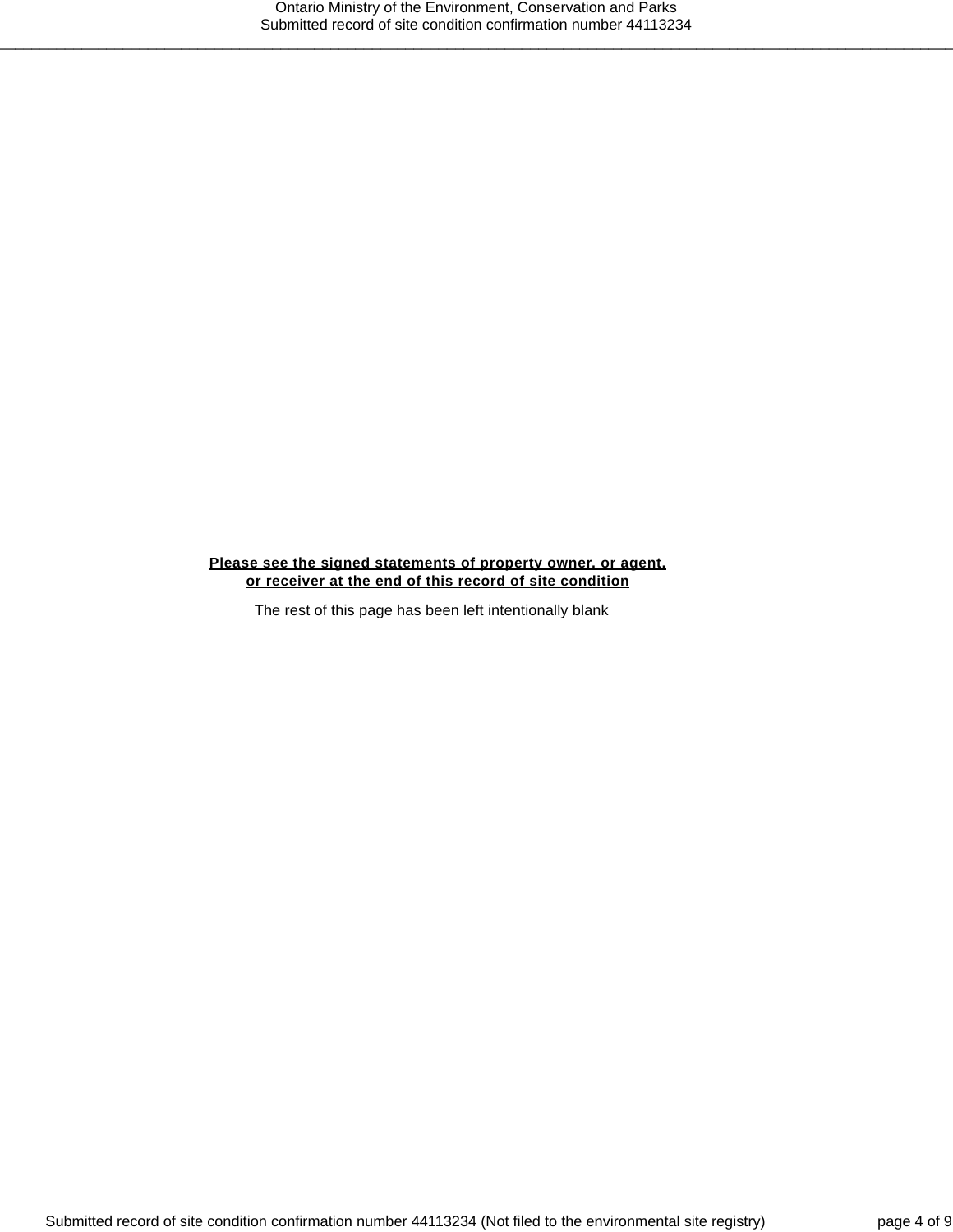**Please see the signed statements of property owner, or agent, or receiver at the end of this record of site condition**

The rest of this page has been left intentionally blank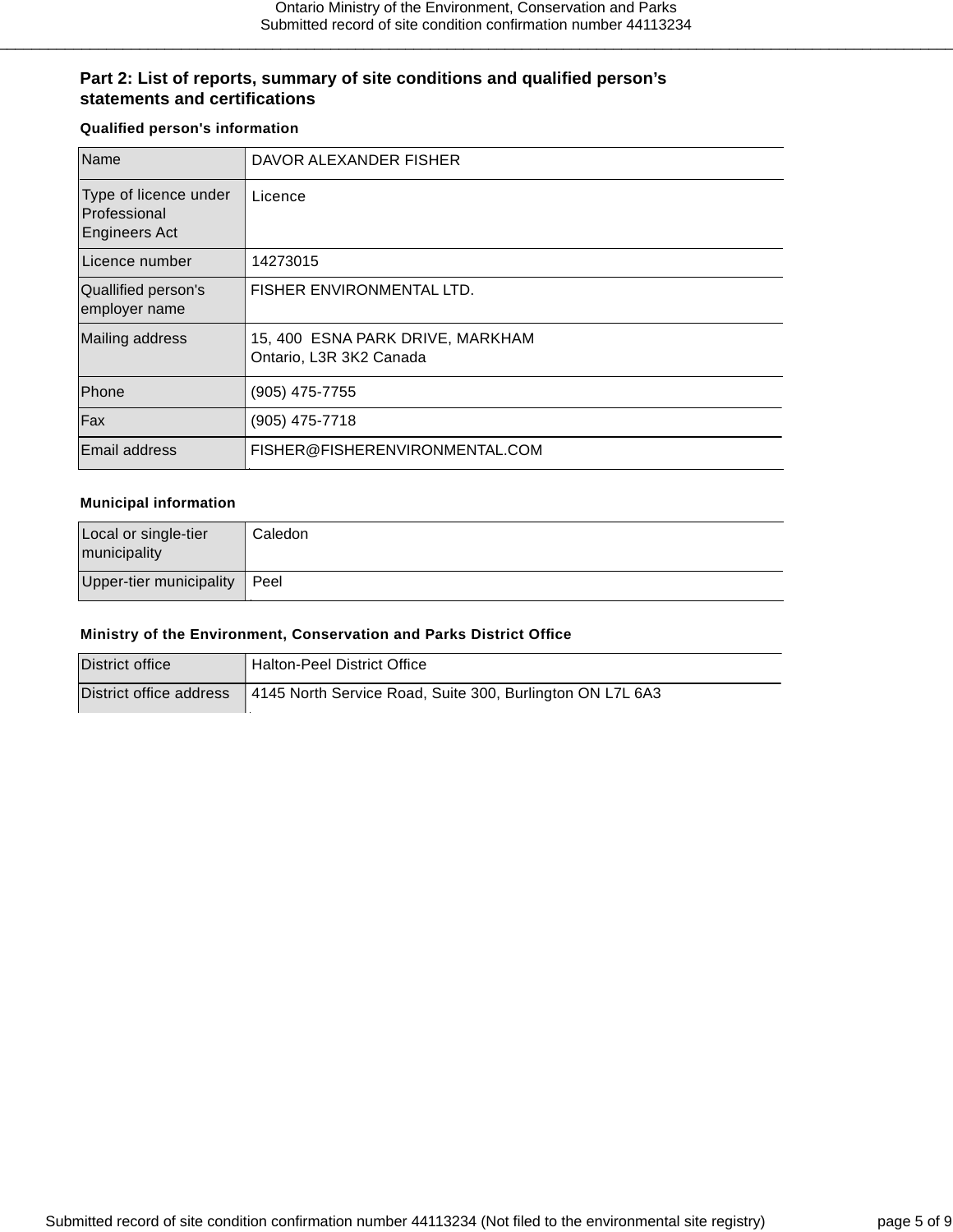## Part 2: List of reports, summary of site conditions and qualified person's statements and certifications

**Qualified person's information**

| | |
|---|---|
| Name | DAVOR ALEXANDER FISHER |
| Type of licence under Professional Engineers Act | Licence |
| Licence number | 14273015 |
| Quallified person's employer name | FISHER ENVIRONMENTAL LTD. |
| Mailing address | 15, 400 ESNA PARK DRIVE, MARKHAM<br>Ontario, L3R 3K2 Canada |
| Phone | (905) 475-7755 |
| Fax | (905) 475-7718 |
| Email address | FISHER@FISHERENVIRONMENTAL.COM |

**Municipal information**

| | |
|---|---|
| Local or single-tier municipality | Caledon |
| Upper-tier municipality | Peel |

**Ministry of the Environment, Conservation and Parks District Office**

| | |
|---|---|
| District office | Halton-Peel District Office |
| District office address | 4145 North Service Road, Suite 300, Burlington ON L7L 6A3 |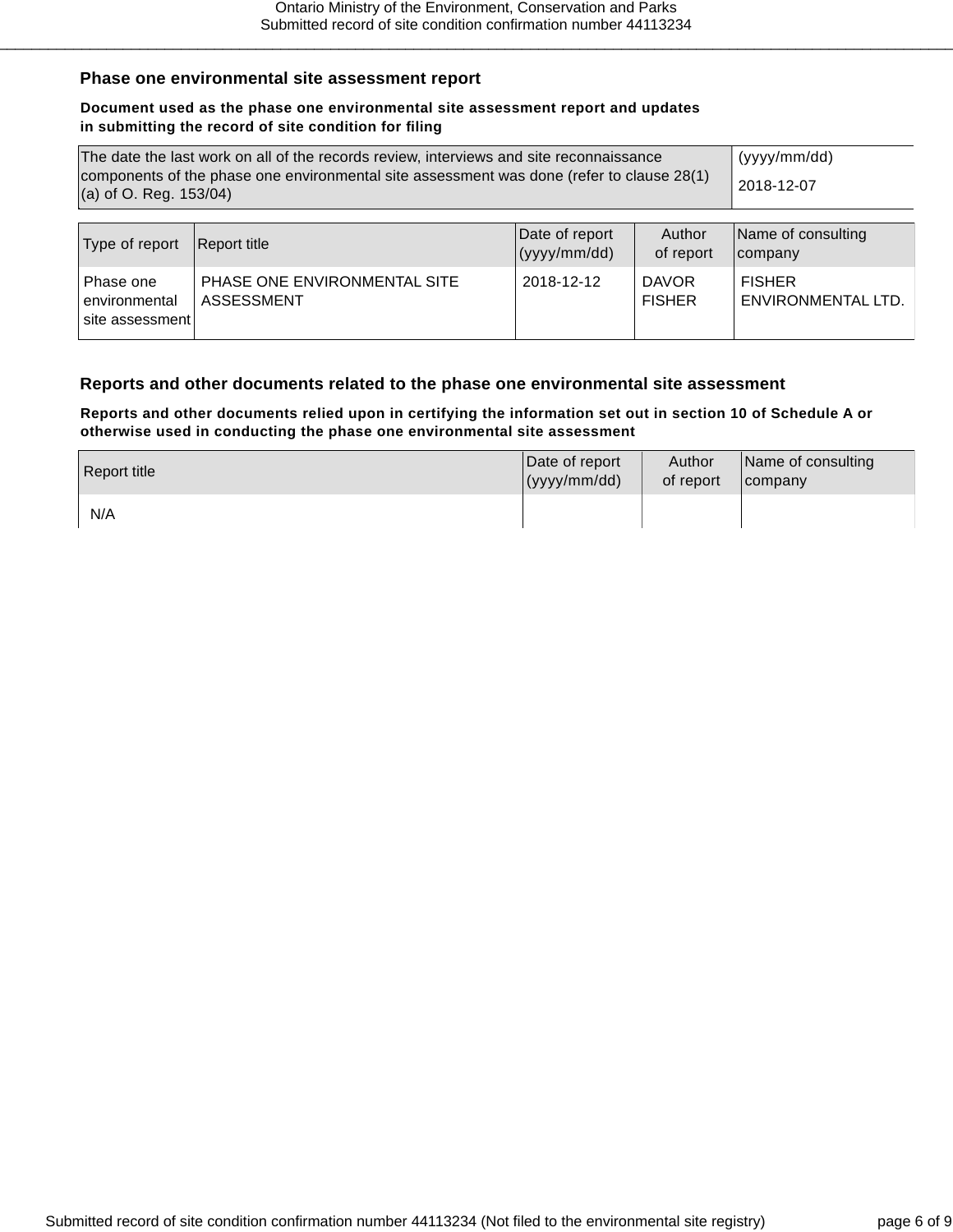## Phase one environmental site assessment report

**Document used as the phase one environmental site assessment report and updates in submitting the record of site condition for filing**

| The date the last work on all of the records review, interviews and site reconnaissance components of the phase one environmental site assessment was done (refer to clause 28(1)(a) of O. Reg. 153/04) | (yyyy/mm/dd) 2018-12-07 |
|---|---|

| Type of report | Report title | Date of report (yyyy/mm/dd) | Author of report | Name of consulting company |
|---|---|---|---|---|
| Phase one environmental site assessment | PHASE ONE ENVIRONMENTAL SITE ASSESSMENT | 2018-12-12 | DAVOR FISHER | FISHER ENVIRONMENTAL LTD. |

## Reports and other documents related to the phase one environmental site assessment

**Reports and other documents relied upon in certifying the information set out in section 10 of Schedule A or otherwise used in conducting the phase one environmental site assessment**

| Report title | Date of report (yyyy/mm/dd) | Author of report | Name of consulting company |
|---|---|---|---|
| N/A | | | |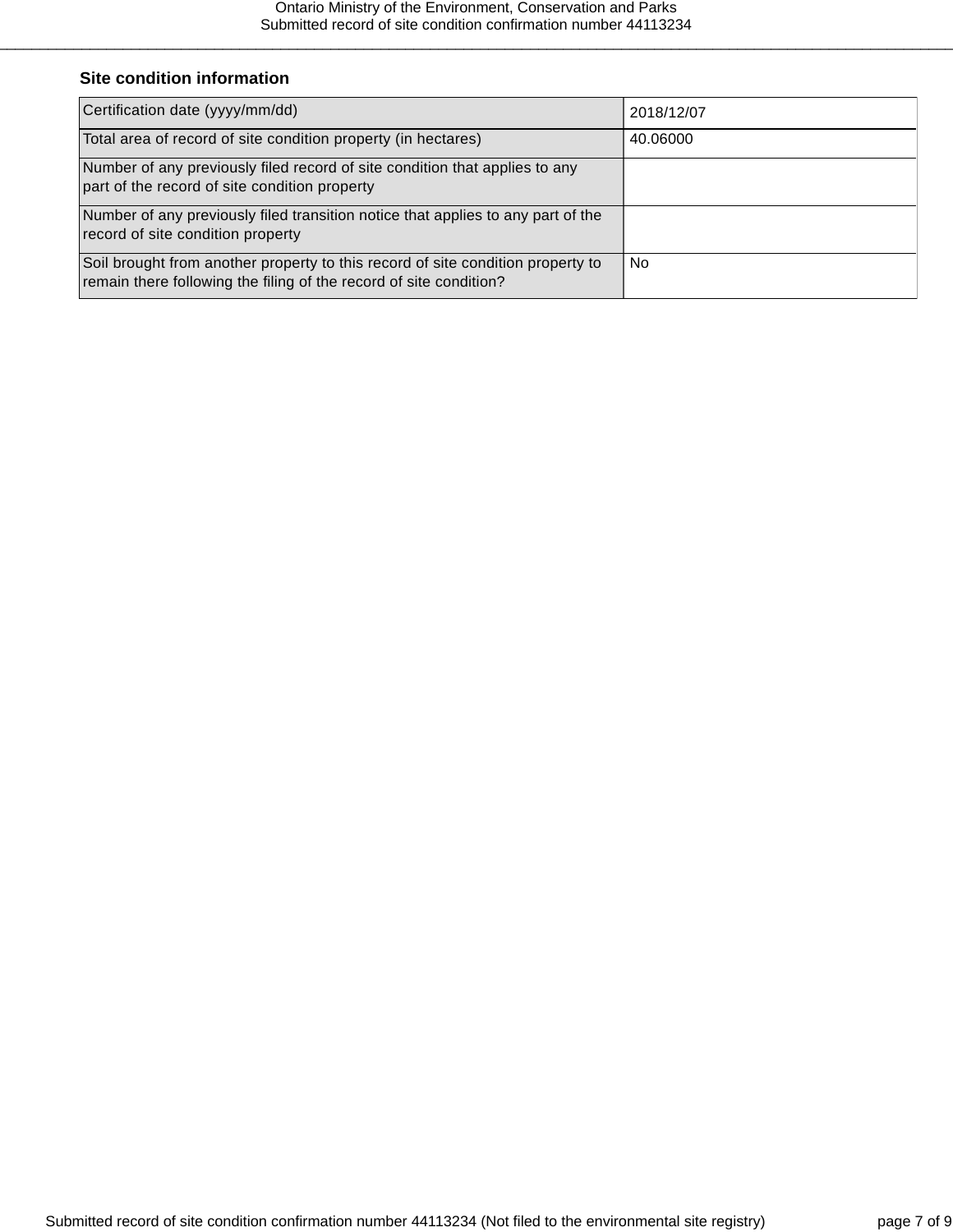## Site condition information

| | |
|---|---|
| Certification date (yyyy/mm/dd) | 2018/12/07 |
| Total area of record of site condition property (in hectares) | 40.06000 |
| Number of any previously filed record of site condition that applies to any part of the record of site condition property | |
| Number of any previously filed transition notice that applies to any part of the record of site condition property | |
| Soil brought from another property to this record of site condition property to remain there following the filing of the record of site condition? | No |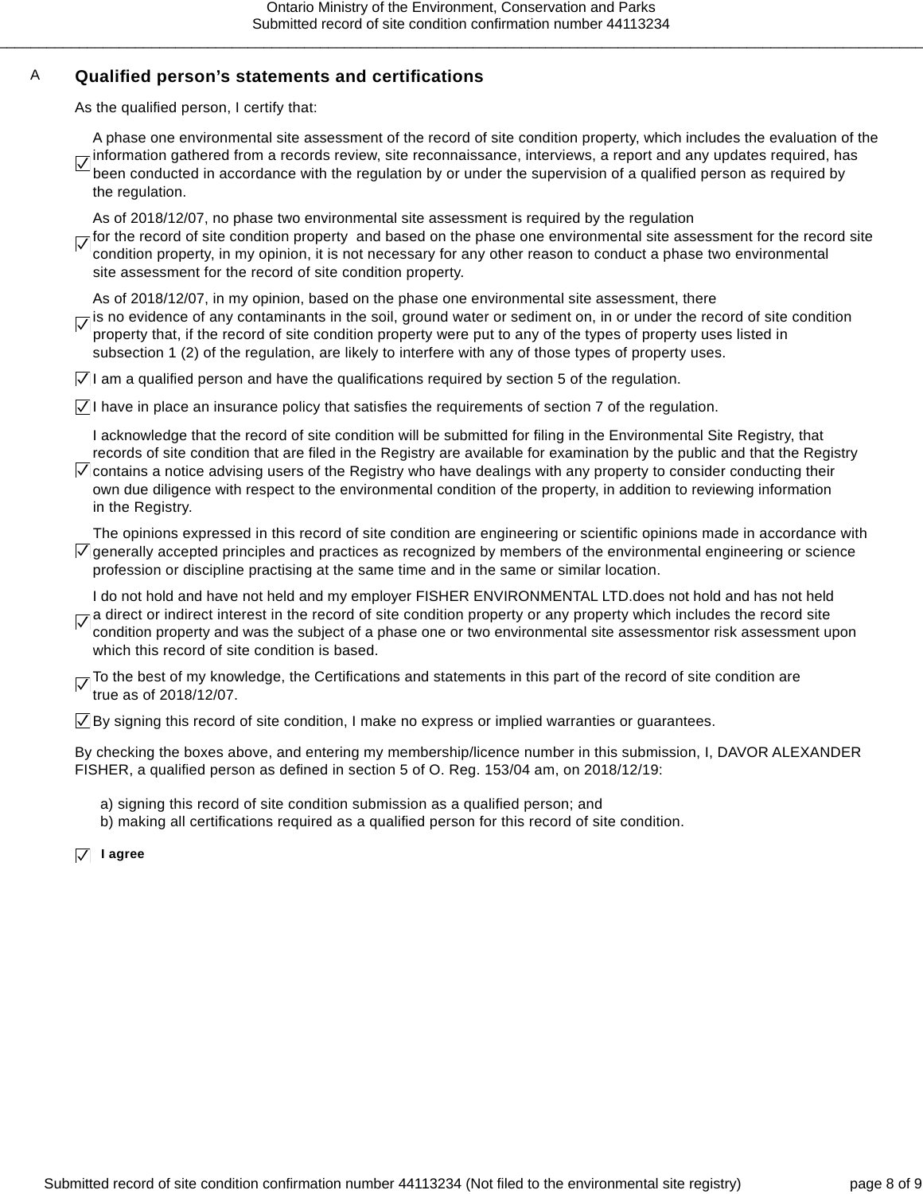A

## Qualified person's statements and certifications

As the qualified person, I certify that:

- ☑ A phase one environmental site assessment of the record of site condition property, which includes the evaluation of the information gathered from a records review, site reconnaissance, interviews, a report and any updates required, has been conducted in accordance with the regulation by or under the supervision of a qualified person as required by the regulation.
- ☑ As of 2018/12/07, no phase two environmental site assessment is required by the regulation for the record of site condition property  and based on the phase one environmental site assessment for the record site condition property, in my opinion, it is not necessary for any other reason to conduct a phase two environmental site assessment for the record of site condition property.
- ☑ As of 2018/12/07, in my opinion, based on the phase one environmental site assessment, there is no evidence of any contaminants in the soil, ground water or sediment on, in or under the record of site condition property that, if the record of site condition property were put to any of the types of property uses listed in subsection 1 (2) of the regulation, are likely to interfere with any of those types of property uses.
- ☑ I am a qualified person and have the qualifications required by section 5 of the regulation.
- ☑ I have in place an insurance policy that satisfies the requirements of section 7 of the regulation.
- ☑ I acknowledge that the record of site condition will be submitted for filing in the Environmental Site Registry, that records of site condition that are filed in the Registry are available for examination by the public and that the Registry contains a notice advising users of the Registry who have dealings with any property to consider conducting their own due diligence with respect to the environmental condition of the property, in addition to reviewing information in the Registry.
- ☑ The opinions expressed in this record of site condition are engineering or scientific opinions made in accordance with generally accepted principles and practices as recognized by members of the environmental engineering or science profession or discipline practising at the same time and in the same or similar location.
- ☑ I do not hold and have not held and my employer FISHER ENVIRONMENTAL LTD.does not hold and has not held a direct or indirect interest in the record of site condition property or any property which includes the record site condition property and was the subject of a phase one or two environmental site assessmentor risk assessment upon which this record of site condition is based.
- ☑ To the best of my knowledge, the Certifications and statements in this part of the record of site condition are true as of 2018/12/07.
- ☑ By signing this record of site condition, I make no express or implied warranties or guarantees.

By checking the boxes above, and entering my membership/licence number in this submission, I, DAVOR ALEXANDER FISHER, a qualified person as defined in section 5 of O. Reg. 153/04 am, on 2018/12/19:

a) signing this record of site condition submission as a qualified person; and
b) making all certifications required as a qualified person for this record of site condition.

☑ **I agree**

Submitted record of site condition confirmation number 44113234 (Not filed to the environmental site registry)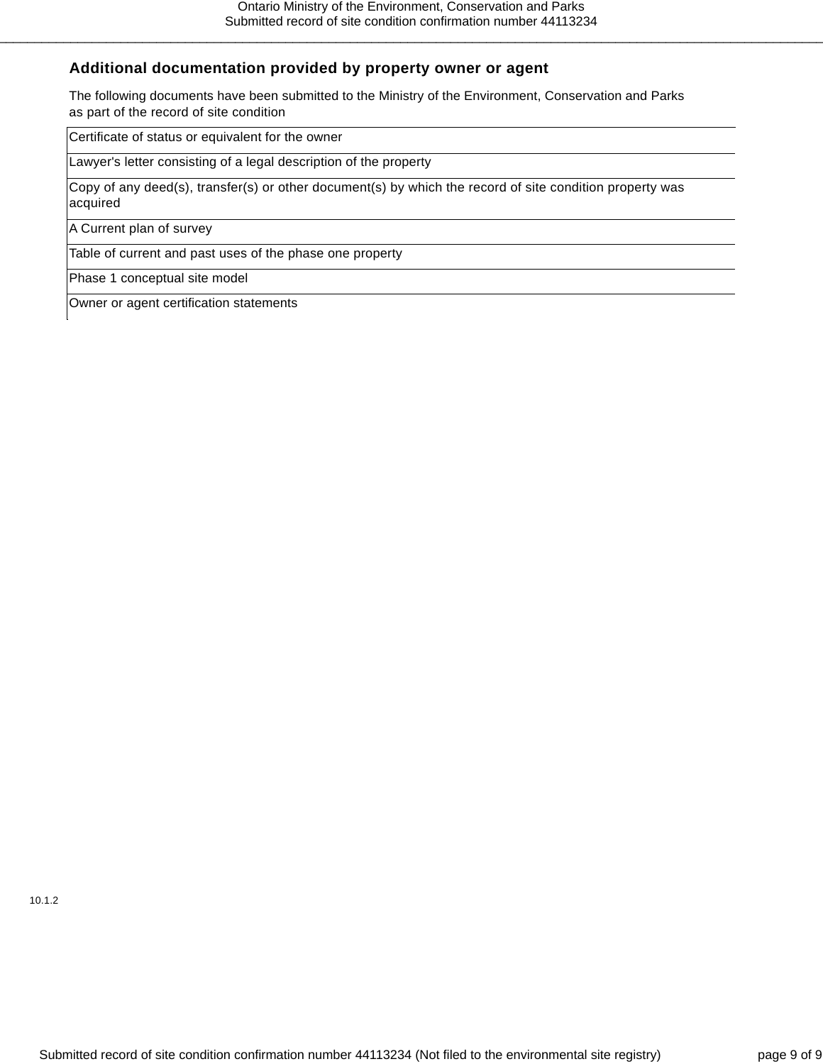## Additional documentation provided by property owner or agent

The following documents have been submitted to the Ministry of the Environment, Conservation and Parks as part of the record of site condition

| |
|---|
| Certificate of status or equivalent for the owner |
| Lawyer's letter consisting of a legal description of the property |
| Copy of any deed(s), transfer(s) or other document(s) by which the record of site condition property was acquired |
| A Current plan of survey |
| Table of current and past uses of the phase one property |
| Phase 1 conceptual site model |
| Owner or agent certification statements |

10.1.2